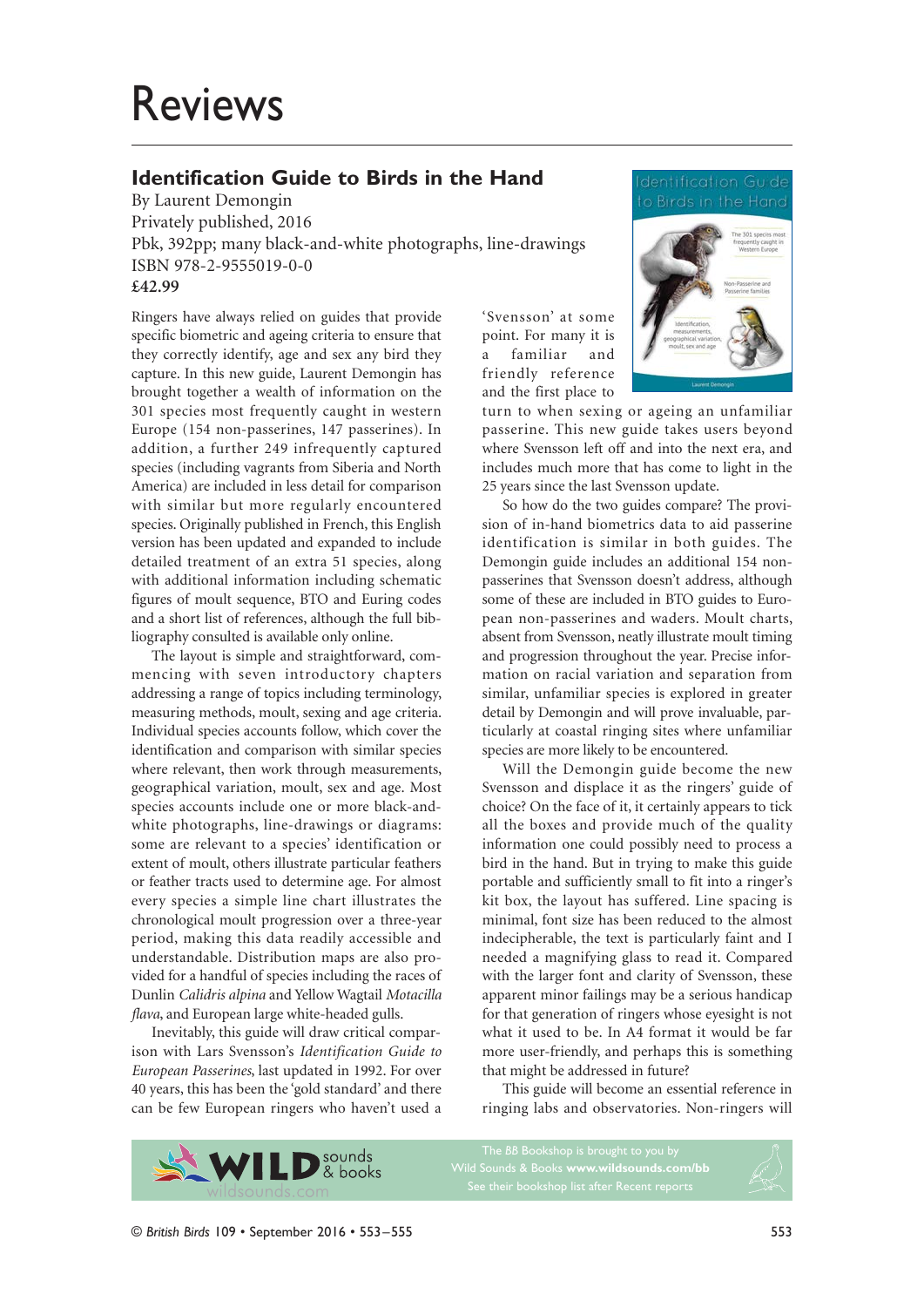# Reviews

## Identification Guide to Birds in the Hand

By Laurent Demongin
Privately published, 2016
Pbk, 392pp; many black-and-white photographs, line-drawings
ISBN 978-2-9555019-0-0
**£42.99**

Ringers have always relied on guides that provide specific biometric and ageing criteria to ensure that they correctly identify, age and sex any bird they capture. In this new guide, Laurent Demongin has brought together a wealth of information on the 301 species most frequently caught in western Europe (154 non-passerines, 147 passerines). In addition, a further 249 infrequently captured species (including vagrants from Siberia and North America) are included in less detail for comparison with similar but more regularly encountered species. Originally published in French, this English version has been updated and expanded to include detailed treatment of an extra 51 species, along with additional information including schematic figures of moult sequence, BTO and Euring codes and a short list of references, although the full bibliography consulted is available only online.

The layout is simple and straightforward, commencing with seven introductory chapters addressing a range of topics including terminology, measuring methods, moult, sexing and age criteria. Individual species accounts follow, which cover the identification and comparison with similar species where relevant, then work through measurements, geographical variation, moult, sex and age. Most species accounts include one or more black-and-white photographs, line-drawings or diagrams: some are relevant to a species' identification or extent of moult, others illustrate particular feathers or feather tracts used to determine age. For almost every species a simple line chart illustrates the chronological moult progression over a three-year period, making this data readily accessible and understandable. Distribution maps are also provided for a handful of species including the races of Dunlin *Calidris alpina* and Yellow Wagtail *Motacilla flava*, and European large white-headed gulls.

Inevitably, this guide will draw critical comparison with Lars Svensson's *Identification Guide to European Passerines*, last updated in 1992. For over 40 years, this has been the 'gold standard' and there can be few European ringers who haven't used a 'Svensson' at some point. For many it is a familiar and friendly reference and the first place to turn to when sexing or ageing an unfamiliar passerine. This new guide takes users beyond where Svensson left off and into the next era, and includes much more that has come to light in the 25 years since the last Svensson update.

So how do the two guides compare? The provision of in-hand biometrics data to aid passerine identification is similar in both guides. The Demongin guide includes an additional 154 non-passerines that Svensson doesn't address, although some of these are included in BTO guides to European non-passerines and waders. Moult charts, absent from Svensson, neatly illustrate moult timing and progression throughout the year. Precise information on racial variation and separation from similar, unfamiliar species is explored in greater detail by Demongin and will prove invaluable, particularly at coastal ringing sites where unfamiliar species are more likely to be encountered.

Will the Demongin guide become the new Svensson and displace it as the ringers' guide of choice? On the face of it, it certainly appears to tick all the boxes and provide much of the quality information one could possibly need to process a bird in the hand. But in trying to make this guide portable and sufficiently small to fit into a ringer's kit box, the layout has suffered. Line spacing is minimal, font size has been reduced to the almost indecipherable, the text is particularly faint and I needed a magnifying glass to read it. Compared with the larger font and clarity of Svensson, these apparent minor failings may be a serious handicap for that generation of ringers whose eyesight is not what it used to be. In A4 format it would be far more user-friendly, and perhaps this is something that might be addressed in future?

This guide will become an essential reference in ringing labs and observatories. Non-ringers will

The *BB* Bookshop is brought to you by Wild Sounds & Books **www.wildsounds.com/bb**
See their bookshop list after Recent reports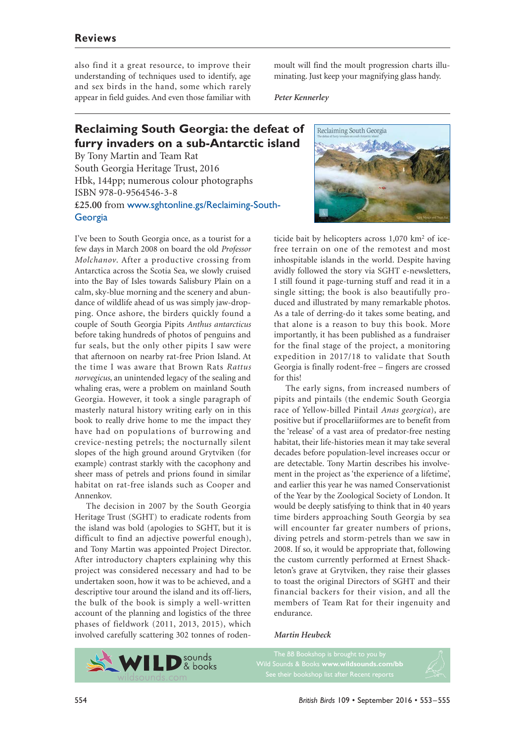also find it a great resource, to improve their understanding of techniques used to identify, age and sex birds in the hand, some which rarely appear in field guides. And even those familiar with moult will find the moult progression charts illuminating. Just keep your magnifying glass handy.

*Peter Kennerley*

## Reclaiming South Georgia: the defeat of furry invaders on a sub-Antarctic island

By Tony Martin and Team Rat
South Georgia Heritage Trust, 2016
Hbk, 144pp; numerous colour photographs
ISBN 978-0-9564546-3-8
**£25.00** from www.sghtonline.gs/Reclaiming-South-Georgia

I've been to South Georgia once, as a tourist for a few days in March 2008 on board the old *Professor Molchanov*. After a productive crossing from Antarctica across the Scotia Sea, we slowly cruised into the Bay of Isles towards Salisbury Plain on a calm, sky-blue morning and the scenery and abundance of wildlife ahead of us was simply jaw-dropping. Once ashore, the birders quickly found a couple of South Georgia Pipits *Anthus antarcticus* before taking hundreds of photos of penguins and fur seals, but the only other pipits I saw were that afternoon on nearby rat-free Prion Island. At the time I was aware that Brown Rats *Rattus norvegicus*, an unintended legacy of the sealing and whaling eras, were a problem on mainland South Georgia. However, it took a single paragraph of masterly natural history writing early on in this book to really drive home to me the impact they have had on populations of burrowing and crevice-nesting petrels; the nocturnally silent slopes of the high ground around Grytviken (for example) contrast starkly with the cacophony and sheer mass of petrels and prions found in similar habitat on rat-free islands such as Cooper and Annenkov.

The decision in 2007 by the South Georgia Heritage Trust (SGHT) to eradicate rodents from the island was bold (apologies to SGHT, but it is difficult to find an adjective powerful enough), and Tony Martin was appointed Project Director. After introductory chapters explaining why this project was considered necessary and had to be undertaken soon, how it was to be achieved, and a descriptive tour around the island and its off-liers, the bulk of the book is simply a well-written account of the planning and logistics of the three phases of fieldwork (2011, 2013, 2015), which involved carefully scattering 302 tonnes of rodenticide bait by helicopters across 1,070 km$^2$ of ice-free terrain on one of the remotest and most inhospitable islands in the world. Despite having avidly followed the story via SGHT e-newsletters, I still found it page-turning stuff and read it in a single sitting; the book is also beautifully produced and illustrated by many remarkable photos. As a tale of derring-do it takes some beating, and that alone is a reason to buy this book. More importantly, it has been published as a fundraiser for the final stage of the project, a monitoring expedition in 2017/18 to validate that South Georgia is finally rodent-free – fingers are crossed for this!

The early signs, from increased numbers of pipits and pintails (the endemic South Georgia race of Yellow-billed Pintail *Anas georgica*), are positive but if procellariiformes are to benefit from the 'release' of a vast area of predator-free nesting habitat, their life-histories mean it may take several decades before population-level increases occur or are detectable. Tony Martin describes his involvement in the project as 'the experience of a lifetime', and earlier this year he was named Conservationist of the Year by the Zoological Society of London. It would be deeply satisfying to think that in 40 years time birders approaching South Georgia by sea will encounter far greater numbers of prions, diving petrels and storm-petrels than we saw in 2008. If so, it would be appropriate that, following the custom currently performed at Ernest Shackleton's grave at Grytviken, they raise their glasses to toast the original Directors of SGHT and their financial backers for their vision, and all the members of Team Rat for their ingenuity and endurance.

*Martin Heubeck*

The *BB* Bookshop is brought to you by Wild Sounds & Books **www.wildsounds.com/bb**
See their bookshop list after Recent reports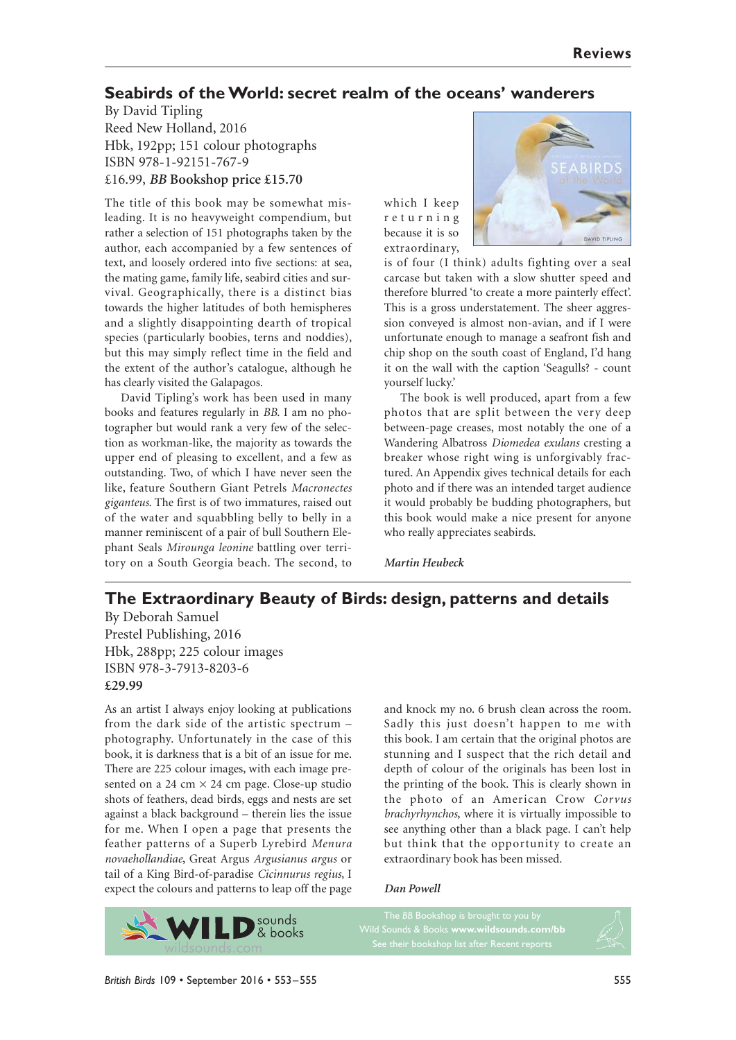## Seabirds of the World: secret realm of the oceans' wanderers

By David Tipling
Reed New Holland, 2016
Hbk, 192pp; 151 colour photographs
ISBN 978-1-92151-767-9
£16.99, *BB* **Bookshop price £15.70**

The title of this book may be somewhat misleading. It is no heavyweight compendium, but rather a selection of 151 photographs taken by the author, each accompanied by a few sentences of text, and loosely ordered into five sections: at sea, the mating game, family life, seabird cities and survival. Geographically, there is a distinct bias towards the higher latitudes of both hemispheres and a slightly disappointing dearth of tropical species (particularly boobies, terns and noddies), but this may simply reflect time in the field and the extent of the author's catalogue, although he has clearly visited the Galapagos.

David Tipling's work has been used in many books and features regularly in *BB*. I am no photographer but would rank a very few of the selection as workman-like, the majority as towards the upper end of pleasing to excellent, and a few as outstanding. Two, of which I have never seen the like, feature Southern Giant Petrels *Macronectes giganteus*. The first is of two immatures, raised out of the water and squabbling belly to belly in a manner reminiscent of a pair of bull Southern Elephant Seals *Mirounga leonine* battling over territory on a South Georgia beach. The second, to which I keep returning because it is so extraordinary, is of four (I think) adults fighting over a seal carcase but taken with a slow shutter speed and therefore blurred 'to create a more painterly effect'. This is a gross understatement. The sheer aggression conveyed is almost non-avian, and if I were unfortunate enough to manage a seafront fish and chip shop on the south coast of England, I'd hang it on the wall with the caption 'Seagulls? - count yourself lucky.'

The book is well produced, apart from a few photos that are split between the very deep between-page creases, most notably the one of a Wandering Albatross *Diomedea exulans* cresting a breaker whose right wing is unforgivably fractured. An Appendix gives technical details for each photo and if there was an intended target audience it would probably be budding photographers, but this book would make a nice present for anyone who really appreciates seabirds.

***Martin Heubeck***

## The Extraordinary Beauty of Birds: design, patterns and details

By Deborah Samuel
Prestel Publishing, 2016
Hbk, 288pp; 225 colour images
ISBN 978-3-7913-8203-6
**£29.99**

As an artist I always enjoy looking at publications from the dark side of the artistic spectrum – photography. Unfortunately in the case of this book, it is darkness that is a bit of an issue for me. There are 225 colour images, with each image presented on a 24 cm × 24 cm page. Close-up studio shots of feathers, dead birds, eggs and nests are set against a black background – therein lies the issue for me. When I open a page that presents the feather patterns of a Superb Lyrebird *Menura novaehollandiae*, Great Argus *Argusianus argus* or tail of a King Bird-of-paradise *Cicinnurus regius*, I expect the colours and patterns to leap off the page and knock my no. 6 brush clean across the room. Sadly this just doesn't happen to me with this book. I am certain that the original photos are stunning and I suspect that the rich detail and depth of colour of the originals has been lost in the printing of the book. This is clearly shown in the photo of an American Crow *Corvus brachyrhynchos*, where it is virtually impossible to see anything other than a black page. I can't help but think that the opportunity to create an extraordinary book has been missed.

***Dan Powell***

The *BB* Bookshop is brought to you by Wild Sounds & Books **www.wildsounds.com/bb**
See their bookshop list after Recent reports